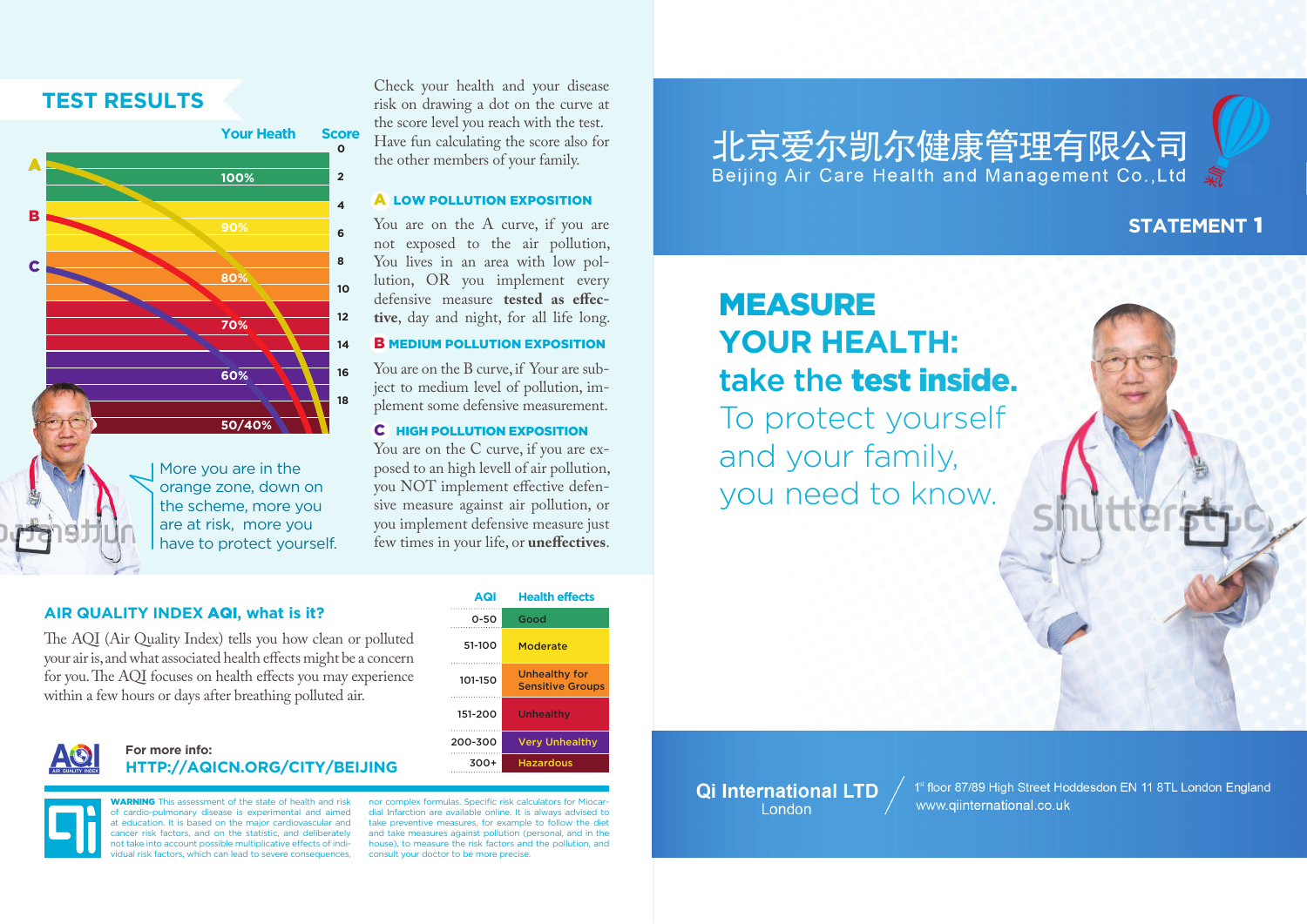## TEST RESULTS

| Your Heath | Score |
|---|---|
| | 0 |
| 100% | 2 |
| | 4 |
| 90% | 6 |
| | 8 |
| 80% | 10 |
| | 12 |
| 70% | 14 |
| | 16 |
| 60% | 18 |
| 50/40% | |

More you are in the orange zone, down on the scheme, more you are at risk, more you have to protect yourself.

Check your health and your disease risk on drawing a dot on the curve at the score level you reach with the test. Have fun calculating the score also for the other members of your family.

### A LOW POLLUTION EXPOSITION

You are on the A curve, if you are not exposed to the air pollution, You lives in an area with low pollution, OR you implement every defensive measure **tested as effective**, day and night, for all life long.

### B MEDIUM POLLUTION EXPOSITION

You are on the B curve, if Your are subject to medium level of pollution, implement some defensive measurement.

### C HIGH POLLUTION EXPOSITION

You are on the C curve, if you are exposed to an high levell of air pollution, you NOT implement effective defensive measure against air pollution, or you implement defensive measure just few times in your life, or **uneffectives**.

## AIR QUALITY INDEX AQI, what is it?

The AQI (Air Quality Index) tells you how clean or polluted your air is, and what associated health effects might be a concern for you. The AQI focuses on health effects you may experience within a few hours or days after breathing polluted air.

| AQI | Health effects |
|---|---|
| 0-50 | Good |
| 51-100 | Moderate |
| 101-150 | Unhealthy for Sensitive Groups |
| 151-200 | Unhealthy |
| 200-300 | Very Unhealthy |
| 300+ | Hazardous |

For more info:
HTTP://AQICN.ORG/CITY/BEIJING

**WARNING** This assessment of the state of health and risk of cardio-pulmonary disease is experimental and aimed at education. It is based on the major cardiovascular and cancer risk factors, and on the statistic, and deliberately not take into account possible multiplicative effects of individual risk factors, which can lead to severe consequences, nor complex formulas. Specific risk calculators for Miocardial Infarction are available online. It is always advised to take preventive measures, for example to follow the diet and take measures against pollution (personal, and in the house), to measure the risk factors and the pollution, and consult your doctor to be more precise.

# 北京爱尔凯尔健康管理有限公司
Beijing Air Care Health and Management Co.,Ltd

**STATEMENT 1**

# MEASURE YOUR HEALTH: take the **test inside.**

To protect yourself and your family, you need to know.

**Qi International LTD**
London

1st floor 87/89 High Street Hoddesdon EN 11 8TL London England
www.qiinternational.co.uk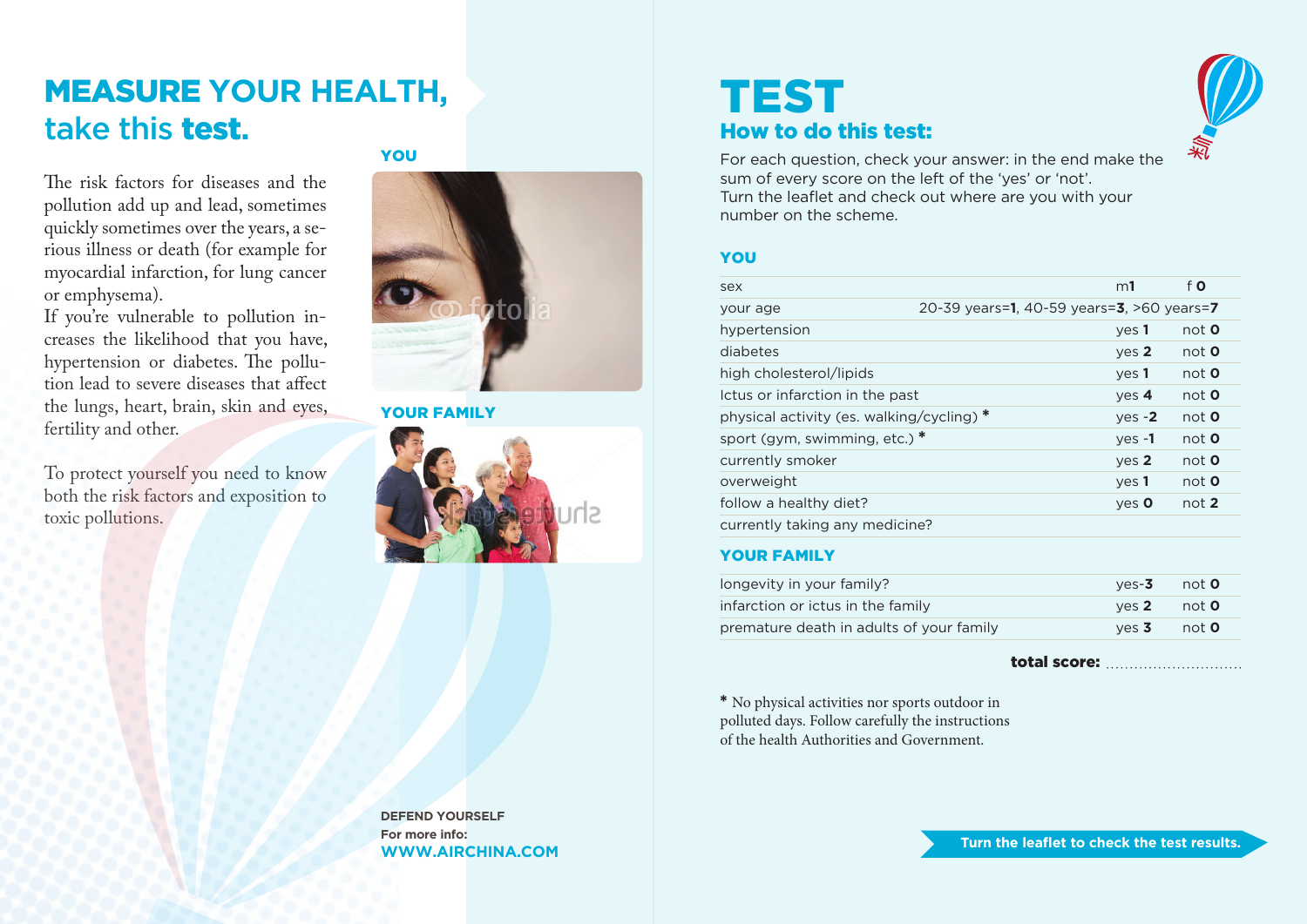# MEASURE YOUR HEALTH, take this **test.**

The risk factors for diseases and the pollution add up and lead, sometimes quickly sometimes over the years, a serious illness or death (for example for myocardial infarction, for lung cancer or emphysema).
If you're vulnerable to pollution increases the likelihood that you have, hypertension or diabetes. The pollution lead to severe diseases that affect the lungs, heart, brain, skin and eyes, fertility and other.

To protect yourself you need to know both the risk factors and exposition to toxic pollutions.

**YOU**

**YOUR FAMILY**

**DEFEND YOURSELF**
**For more info:**
**WWW.AIRCHINA.COM**

# TEST

## How to do this test:

For each question, check your answer: in the end make the sum of every score on the left of the 'yes' or 'not'.
Turn the leaflet and check out where are you with your number on the scheme.

### YOU

| | | |
|---|---|---|
| sex | m **1** | f **0** |
| your age | 20-39 years=**1**, 40-59 years=**3**, >60 years=**7** | |
| hypertension | yes **1** | not **0** |
| diabetes | yes **2** | not **0** |
| high cholesterol/lipids | yes **1** | not **0** |
| Ictus or infarction in the past | yes **4** | not **0** |
| physical activity (es. walking/cycling) * | yes **-2** | not **0** |
| sport (gym, swimming, etc.) * | yes **-1** | not **0** |
| currently smoker | yes **2** | not **0** |
| overweight | yes **1** | not **0** |
| follow a healthy diet? | yes **0** | not **2** |
| currently taking any medicine? | | |

### YOUR FAMILY

| | | |
|---|---|---|
| longevity in your family? | yes **-3** | not **0** |
| infarction or ictus in the family | yes **2** | not **0** |
| premature death in adults of your family | yes **3** | not **0** |

**total score:** ............................

* No physical activities nor sports outdoor in polluted days. Follow carefully the instructions of the health Authorities and Government.

**Turn the leaflet to check the test results.**